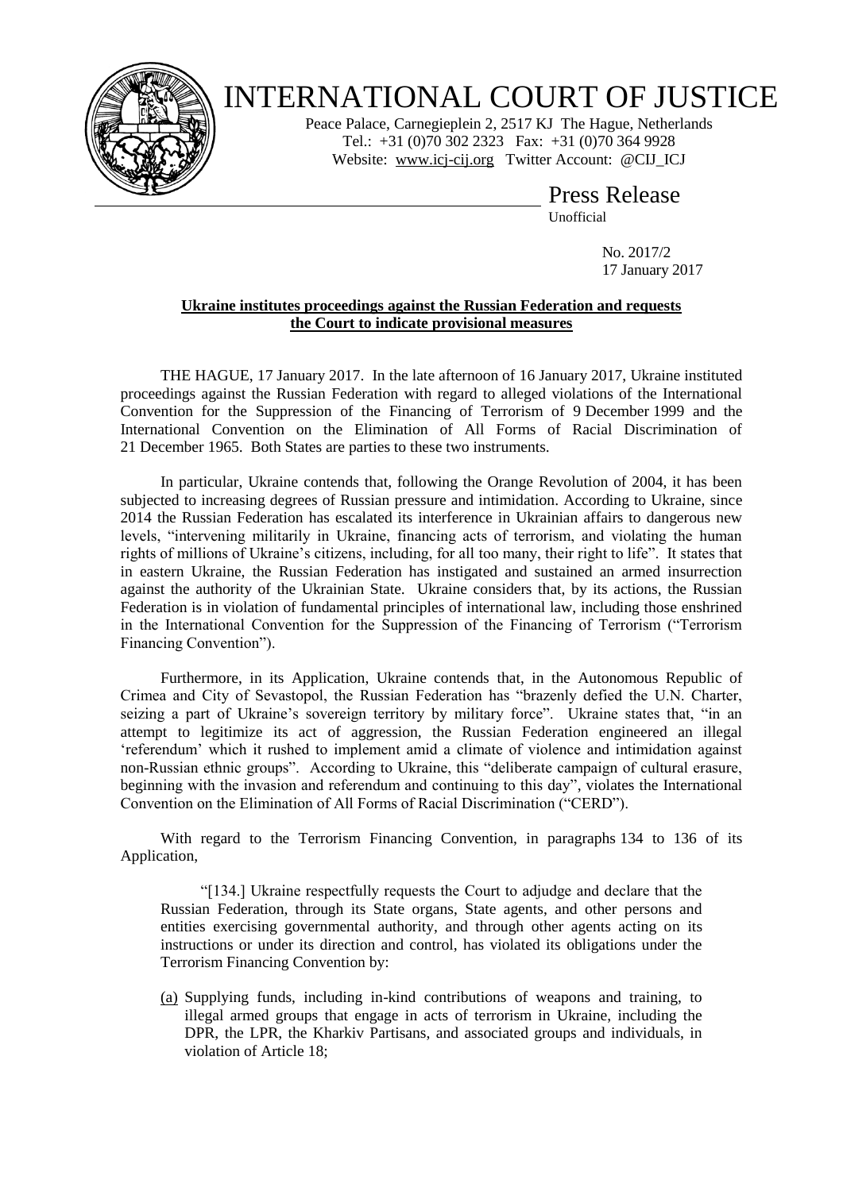# INTERNATIONAL COURT OF JUSTICE

Peace Palace, Carnegieplein 2, 2517 KJ The Hague, Netherlands
Tel.: +31 (0)70 302 2323 Fax: +31 (0)70 364 9928
Website: www.icj-cij.org Twitter Account: @CIJ_ICJ

## Press Release

Unofficial

No. 2017/2
17 January 2017

**Ukraine institutes proceedings against the Russian Federation and requests the Court to indicate provisional measures**

THE HAGUE, 17 January 2017. In the late afternoon of 16 January 2017, Ukraine instituted proceedings against the Russian Federation with regard to alleged violations of the International Convention for the Suppression of the Financing of Terrorism of 9 December 1999 and the International Convention on the Elimination of All Forms of Racial Discrimination of 21 December 1965. Both States are parties to these two instruments.

In particular, Ukraine contends that, following the Orange Revolution of 2004, it has been subjected to increasing degrees of Russian pressure and intimidation. According to Ukraine, since 2014 the Russian Federation has escalated its interference in Ukrainian affairs to dangerous new levels, "intervening militarily in Ukraine, financing acts of terrorism, and violating the human rights of millions of Ukraine's citizens, including, for all too many, their right to life". It states that in eastern Ukraine, the Russian Federation has instigated and sustained an armed insurrection against the authority of the Ukrainian State. Ukraine considers that, by its actions, the Russian Federation is in violation of fundamental principles of international law, including those enshrined in the International Convention for the Suppression of the Financing of Terrorism ("Terrorism Financing Convention").

Furthermore, in its Application, Ukraine contends that, in the Autonomous Republic of Crimea and City of Sevastopol, the Russian Federation has "brazenly defied the U.N. Charter, seizing a part of Ukraine's sovereign territory by military force". Ukraine states that, "in an attempt to legitimize its act of aggression, the Russian Federation engineered an illegal 'referendum' which it rushed to implement amid a climate of violence and intimidation against non-Russian ethnic groups". According to Ukraine, this "deliberate campaign of cultural erasure, beginning with the invasion and referendum and continuing to this day", violates the International Convention on the Elimination of All Forms of Racial Discrimination ("CERD").

With regard to the Terrorism Financing Convention, in paragraphs 134 to 136 of its Application,

"[134.] Ukraine respectfully requests the Court to adjudge and declare that the Russian Federation, through its State organs, State agents, and other persons and entities exercising governmental authority, and through other agents acting on its instructions or under its direction and control, has violated its obligations under the Terrorism Financing Convention by:

(a) Supplying funds, including in-kind contributions of weapons and training, to illegal armed groups that engage in acts of terrorism in Ukraine, including the DPR, the LPR, the Kharkiv Partisans, and associated groups and individuals, in violation of Article 18;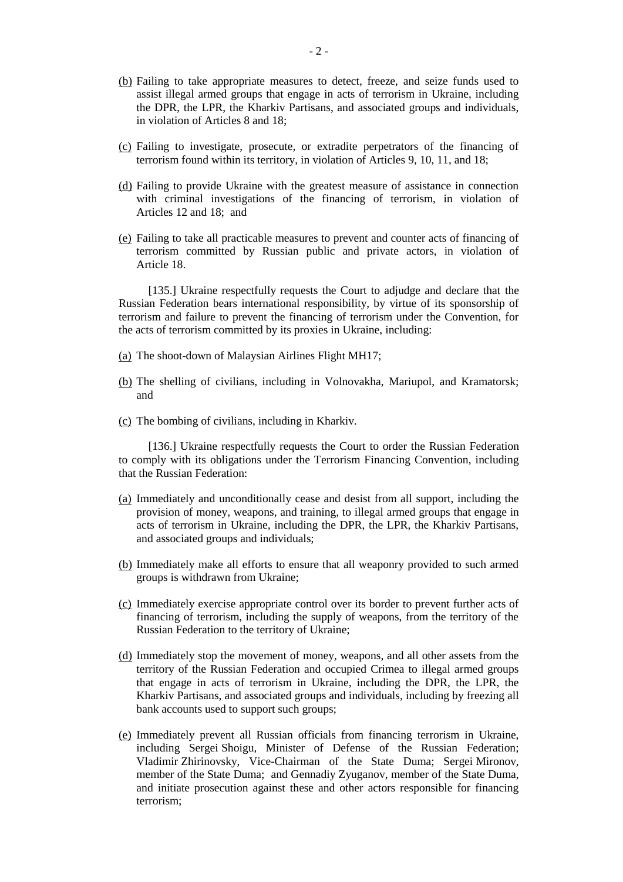(b) Failing to take appropriate measures to detect, freeze, and seize funds used to assist illegal armed groups that engage in acts of terrorism in Ukraine, including the DPR, the LPR, the Kharkiv Partisans, and associated groups and individuals, in violation of Articles 8 and 18;

(c) Failing to investigate, prosecute, or extradite perpetrators of the financing of terrorism found within its territory, in violation of Articles 9, 10, 11, and 18;

(d) Failing to provide Ukraine with the greatest measure of assistance in connection with criminal investigations of the financing of terrorism, in violation of Articles 12 and 18; and

(e) Failing to take all practicable measures to prevent and counter acts of financing of terrorism committed by Russian public and private actors, in violation of Article 18.

[135.] Ukraine respectfully requests the Court to adjudge and declare that the Russian Federation bears international responsibility, by virtue of its sponsorship of terrorism and failure to prevent the financing of terrorism under the Convention, for the acts of terrorism committed by its proxies in Ukraine, including:

(a) The shoot-down of Malaysian Airlines Flight MH17;

(b) The shelling of civilians, including in Volnovakha, Mariupol, and Kramatorsk; and

(c) The bombing of civilians, including in Kharkiv.

[136.] Ukraine respectfully requests the Court to order the Russian Federation to comply with its obligations under the Terrorism Financing Convention, including that the Russian Federation:

(a) Immediately and unconditionally cease and desist from all support, including the provision of money, weapons, and training, to illegal armed groups that engage in acts of terrorism in Ukraine, including the DPR, the LPR, the Kharkiv Partisans, and associated groups and individuals;

(b) Immediately make all efforts to ensure that all weaponry provided to such armed groups is withdrawn from Ukraine;

(c) Immediately exercise appropriate control over its border to prevent further acts of financing of terrorism, including the supply of weapons, from the territory of the Russian Federation to the territory of Ukraine;

(d) Immediately stop the movement of money, weapons, and all other assets from the territory of the Russian Federation and occupied Crimea to illegal armed groups that engage in acts of terrorism in Ukraine, including the DPR, the LPR, the Kharkiv Partisans, and associated groups and individuals, including by freezing all bank accounts used to support such groups;

(e) Immediately prevent all Russian officials from financing terrorism in Ukraine, including Sergei Shoigu, Minister of Defense of the Russian Federation; Vladimir Zhirinovsky, Vice-Chairman of the State Duma; Sergei Mironov, member of the State Duma; and Gennadiy Zyuganov, member of the State Duma, and initiate prosecution against these and other actors responsible for financing terrorism;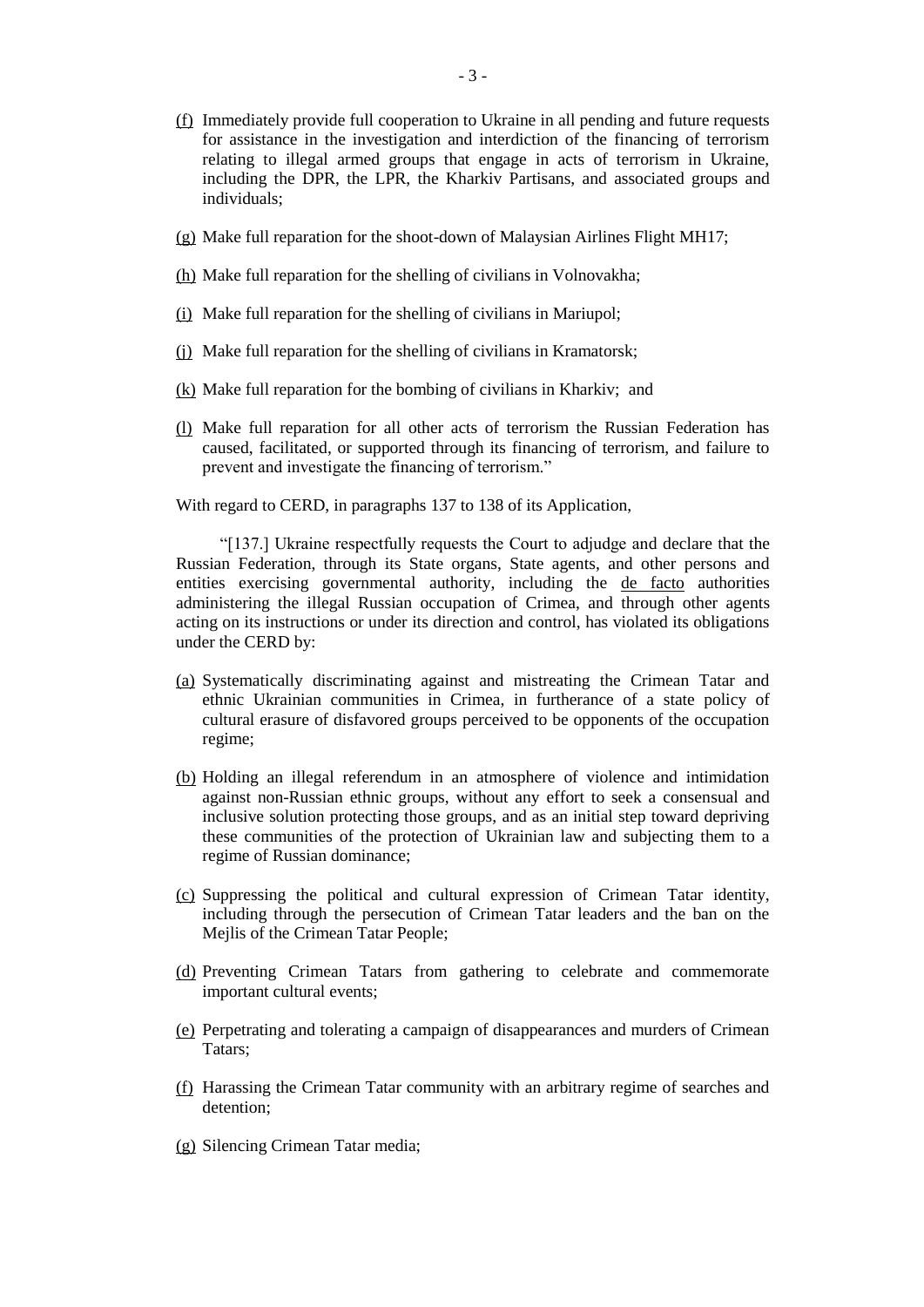(f) Immediately provide full cooperation to Ukraine in all pending and future requests for assistance in the investigation and interdiction of the financing of terrorism relating to illegal armed groups that engage in acts of terrorism in Ukraine, including the DPR, the LPR, the Kharkiv Partisans, and associated groups and individuals;

(g) Make full reparation for the shoot-down of Malaysian Airlines Flight MH17;

(h) Make full reparation for the shelling of civilians in Volnovakha;

(i) Make full reparation for the shelling of civilians in Mariupol;

(j) Make full reparation for the shelling of civilians in Kramatorsk;

(k) Make full reparation for the bombing of civilians in Kharkiv; and

(l) Make full reparation for all other acts of terrorism the Russian Federation has caused, facilitated, or supported through its financing of terrorism, and failure to prevent and investigate the financing of terrorism."

With regard to CERD, in paragraphs 137 to 138 of its Application,

"[137.] Ukraine respectfully requests the Court to adjudge and declare that the Russian Federation, through its State organs, State agents, and other persons and entities exercising governmental authority, including the de facto authorities administering the illegal Russian occupation of Crimea, and through other agents acting on its instructions or under its direction and control, has violated its obligations under the CERD by:

(a) Systematically discriminating against and mistreating the Crimean Tatar and ethnic Ukrainian communities in Crimea, in furtherance of a state policy of cultural erasure of disfavored groups perceived to be opponents of the occupation regime;

(b) Holding an illegal referendum in an atmosphere of violence and intimidation against non-Russian ethnic groups, without any effort to seek a consensual and inclusive solution protecting those groups, and as an initial step toward depriving these communities of the protection of Ukrainian law and subjecting them to a regime of Russian dominance;

(c) Suppressing the political and cultural expression of Crimean Tatar identity, including through the persecution of Crimean Tatar leaders and the ban on the Mejlis of the Crimean Tatar People;

(d) Preventing Crimean Tatars from gathering to celebrate and commemorate important cultural events;

(e) Perpetrating and tolerating a campaign of disappearances and murders of Crimean Tatars;

(f) Harassing the Crimean Tatar community with an arbitrary regime of searches and detention;

(g) Silencing Crimean Tatar media;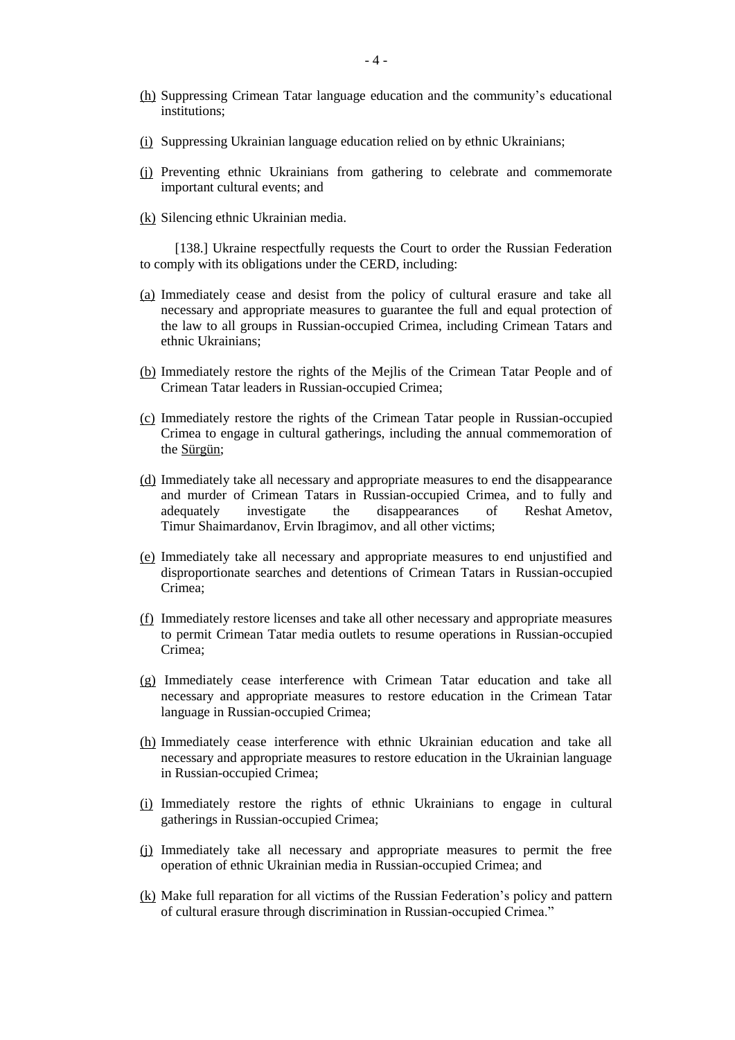(h) Suppressing Crimean Tatar language education and the community's educational institutions;

(i) Suppressing Ukrainian language education relied on by ethnic Ukrainians;

(j) Preventing ethnic Ukrainians from gathering to celebrate and commemorate important cultural events; and

(k) Silencing ethnic Ukrainian media.

[138.] Ukraine respectfully requests the Court to order the Russian Federation to comply with its obligations under the CERD, including:

(a) Immediately cease and desist from the policy of cultural erasure and take all necessary and appropriate measures to guarantee the full and equal protection of the law to all groups in Russian-occupied Crimea, including Crimean Tatars and ethnic Ukrainians;

(b) Immediately restore the rights of the Mejlis of the Crimean Tatar People and of Crimean Tatar leaders in Russian-occupied Crimea;

(c) Immediately restore the rights of the Crimean Tatar people in Russian-occupied Crimea to engage in cultural gatherings, including the annual commemoration of the Sürgün;

(d) Immediately take all necessary and appropriate measures to end the disappearance and murder of Crimean Tatars in Russian-occupied Crimea, and to fully and adequately investigate the disappearances of Reshat Ametov, Timur Shaimardanov, Ervin Ibragimov, and all other victims;

(e) Immediately take all necessary and appropriate measures to end unjustified and disproportionate searches and detentions of Crimean Tatars in Russian-occupied Crimea;

(f) Immediately restore licenses and take all other necessary and appropriate measures to permit Crimean Tatar media outlets to resume operations in Russian-occupied Crimea;

(g) Immediately cease interference with Crimean Tatar education and take all necessary and appropriate measures to restore education in the Crimean Tatar language in Russian-occupied Crimea;

(h) Immediately cease interference with ethnic Ukrainian education and take all necessary and appropriate measures to restore education in the Ukrainian language in Russian-occupied Crimea;

(i) Immediately restore the rights of ethnic Ukrainians to engage in cultural gatherings in Russian-occupied Crimea;

(j) Immediately take all necessary and appropriate measures to permit the free operation of ethnic Ukrainian media in Russian-occupied Crimea; and

(k) Make full reparation for all victims of the Russian Federation's policy and pattern of cultural erasure through discrimination in Russian-occupied Crimea."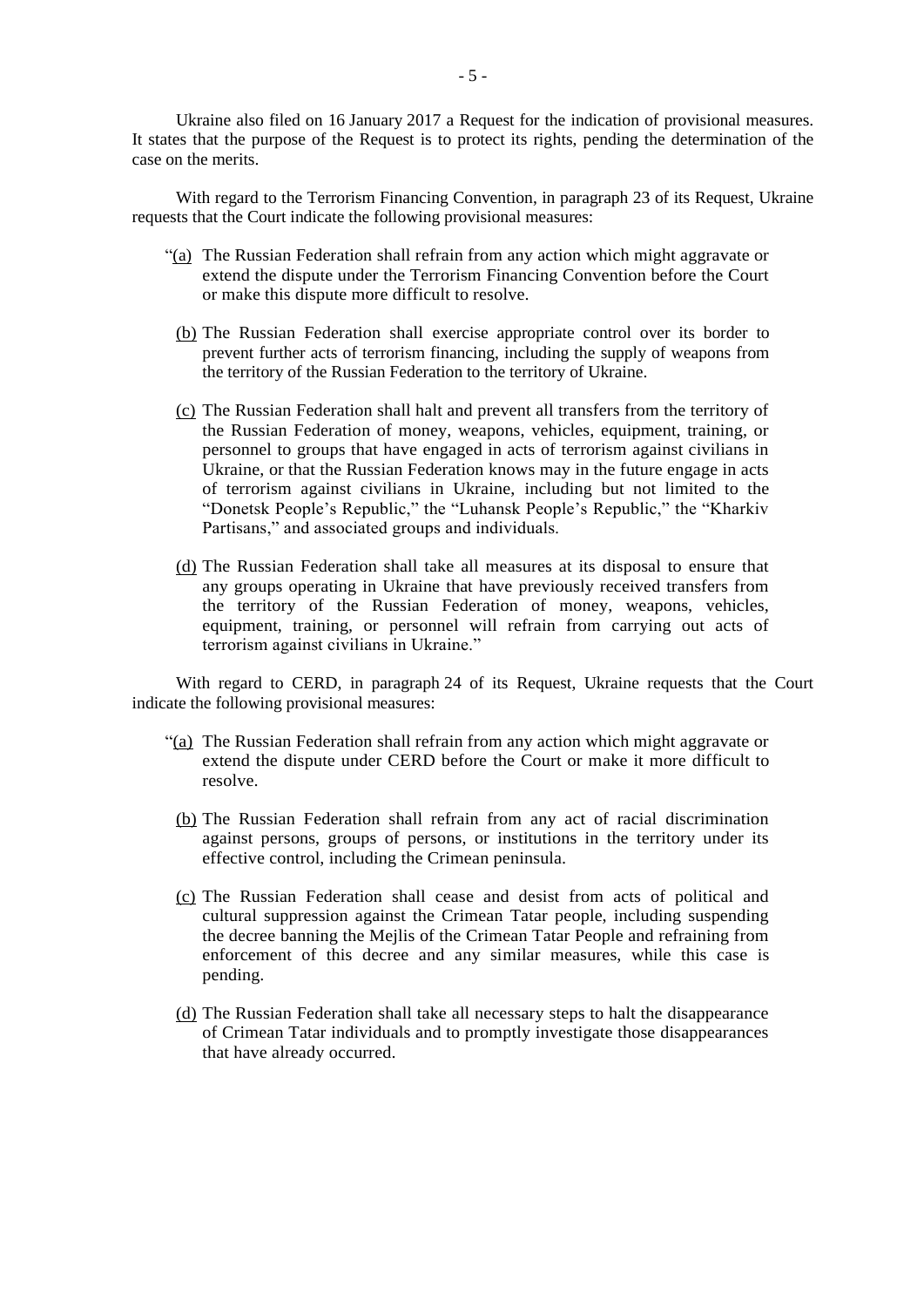Ukraine also filed on 16 January 2017 a Request for the indication of provisional measures. It states that the purpose of the Request is to protect its rights, pending the determination of the case on the merits.

With regard to the Terrorism Financing Convention, in paragraph 23 of its Request, Ukraine requests that the Court indicate the following provisional measures:

> "(a) The Russian Federation shall refrain from any action which might aggravate or extend the dispute under the Terrorism Financing Convention before the Court or make this dispute more difficult to resolve.
>
> (b) The Russian Federation shall exercise appropriate control over its border to prevent further acts of terrorism financing, including the supply of weapons from the territory of the Russian Federation to the territory of Ukraine.
>
> (c) The Russian Federation shall halt and prevent all transfers from the territory of the Russian Federation of money, weapons, vehicles, equipment, training, or personnel to groups that have engaged in acts of terrorism against civilians in Ukraine, or that the Russian Federation knows may in the future engage in acts of terrorism against civilians in Ukraine, including but not limited to the "Donetsk People's Republic," the "Luhansk People's Republic," the "Kharkiv Partisans," and associated groups and individuals.
>
> (d) The Russian Federation shall take all measures at its disposal to ensure that any groups operating in Ukraine that have previously received transfers from the territory of the Russian Federation of money, weapons, vehicles, equipment, training, or personnel will refrain from carrying out acts of terrorism against civilians in Ukraine."

With regard to CERD, in paragraph 24 of its Request, Ukraine requests that the Court indicate the following provisional measures:

> "(a) The Russian Federation shall refrain from any action which might aggravate or extend the dispute under CERD before the Court or make it more difficult to resolve.
>
> (b) The Russian Federation shall refrain from any act of racial discrimination against persons, groups of persons, or institutions in the territory under its effective control, including the Crimean peninsula.
>
> (c) The Russian Federation shall cease and desist from acts of political and cultural suppression against the Crimean Tatar people, including suspending the decree banning the Mejlis of the Crimean Tatar People and refraining from enforcement of this decree and any similar measures, while this case is pending.
>
> (d) The Russian Federation shall take all necessary steps to halt the disappearance of Crimean Tatar individuals and to promptly investigate those disappearances that have already occurred.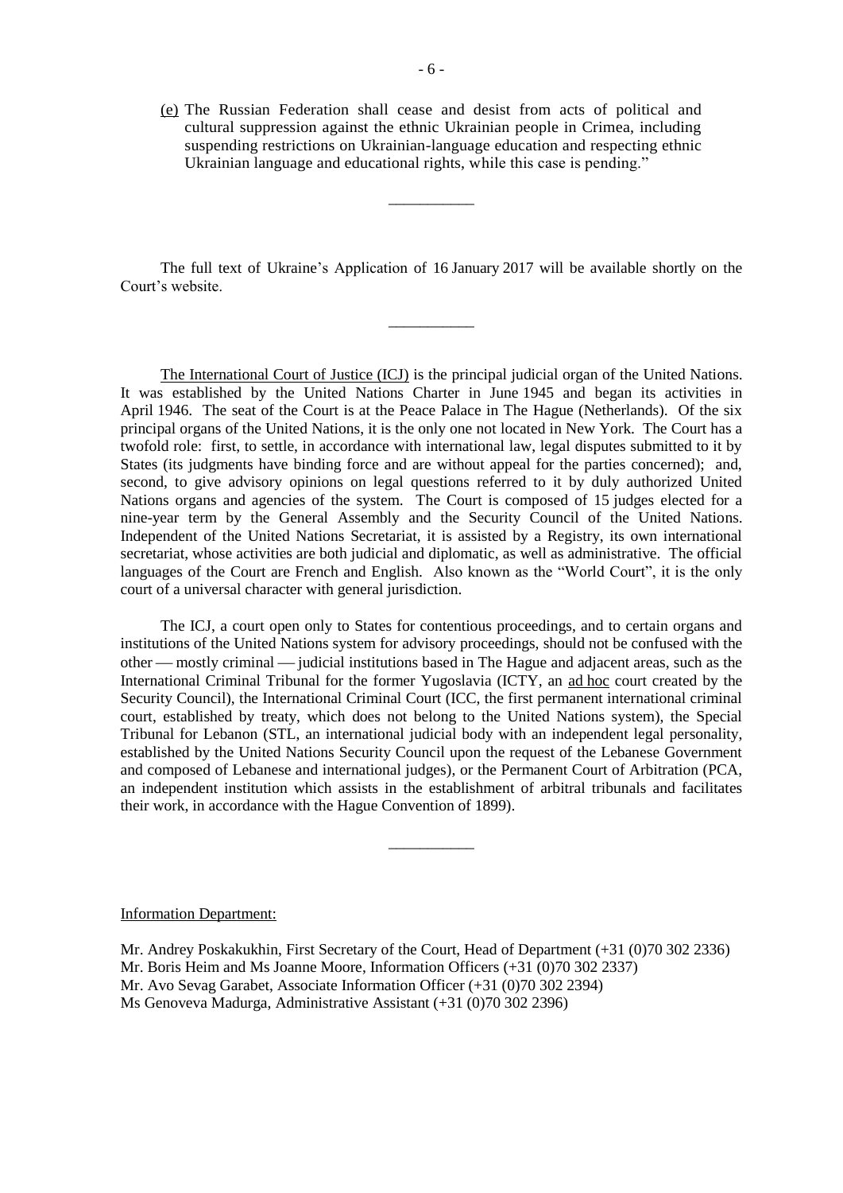(e) The Russian Federation shall cease and desist from acts of political and cultural suppression against the ethnic Ukrainian people in Crimea, including suspending restrictions on Ukrainian-language education and respecting ethnic Ukrainian language and educational rights, while this case is pending."

___________

The full text of Ukraine's Application of 16 January 2017 will be available shortly on the Court's website.

___________

The International Court of Justice (ICJ) is the principal judicial organ of the United Nations. It was established by the United Nations Charter in June 1945 and began its activities in April 1946. The seat of the Court is at the Peace Palace in The Hague (Netherlands). Of the six principal organs of the United Nations, it is the only one not located in New York. The Court has a twofold role: first, to settle, in accordance with international law, legal disputes submitted to it by States (its judgments have binding force and are without appeal for the parties concerned); and, second, to give advisory opinions on legal questions referred to it by duly authorized United Nations organs and agencies of the system. The Court is composed of 15 judges elected for a nine-year term by the General Assembly and the Security Council of the United Nations. Independent of the United Nations Secretariat, it is assisted by a Registry, its own international secretariat, whose activities are both judicial and diplomatic, as well as administrative. The official languages of the Court are French and English. Also known as the "World Court", it is the only court of a universal character with general jurisdiction.

The ICJ, a court open only to States for contentious proceedings, and to certain organs and institutions of the United Nations system for advisory proceedings, should not be confused with the other — mostly criminal — judicial institutions based in The Hague and adjacent areas, such as the International Criminal Tribunal for the former Yugoslavia (ICTY, an *ad hoc* court created by the Security Council), the International Criminal Court (ICC, the first permanent international criminal court, established by treaty, which does not belong to the United Nations system), the Special Tribunal for Lebanon (STL, an international judicial body with an independent legal personality, established by the United Nations Security Council upon the request of the Lebanese Government and composed of Lebanese and international judges), or the Permanent Court of Arbitration (PCA, an independent institution which assists in the establishment of arbitral tribunals and facilitates their work, in accordance with the Hague Convention of 1899).

___________

Information Department:

Mr. Andrey Poskakukhin, First Secretary of the Court, Head of Department (+31 (0)70 302 2336)
Mr. Boris Heim and Ms Joanne Moore, Information Officers (+31 (0)70 302 2337)
Mr. Avo Sevag Garabet, Associate Information Officer (+31 (0)70 302 2394)
Ms Genoveva Madurga, Administrative Assistant (+31 (0)70 302 2396)